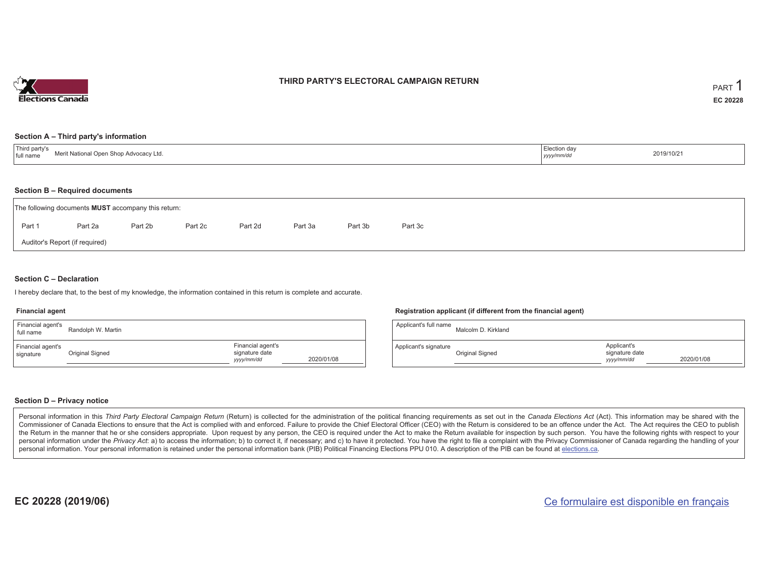# THIRD PARTY'S ELECTORAL CAMPAIGN RETURN

PART 1

EC 20228

## Section A – Third party's information

| Third party's full name | Merit National Open Shop Advocacy Ltd. | Election day *yyyy/mm/dd* | 2019/10/21 |
|---|---|---|---|

## Section B – Required documents

The following documents **MUST** accompany this return:

Part 1 Part 2a Part 2b Part 2c Part 2d Part 3a Part 3b Part 3c

Auditor's Report (if required)

## Section C – Declaration

I hereby declare that, to the best of my knowledge, the information contained in this return is complete and accurate.

### Financial agent

| Financial agent's full name | Randolph W. Martin | | |
|---|---|---|---|
| Financial agent's signature | Original Signed | Financial agent's signature date *yyyy/mm/dd* | 2020/01/08 |

### Registration applicant (if different from the financial agent)

| Applicant's full name | Malcolm D. Kirkland | | |
|---|---|---|---|
| Applicant's signature | Original Signed | Applicant's signature date *yyyy/mm/dd* | 2020/01/08 |

## Section D – Privacy notice

Personal information in this *Third Party Electoral Campaign Return* (Return) is collected for the administration of the political financing requirements as set out in the *Canada Elections Act* (Act). This information may be shared with the Commissioner of Canada Elections to ensure that the Act is complied with and enforced. Failure to provide the Chief Electoral Officer (CEO) with the Return is considered to be an offence under the Act. The Act requires the CEO to publish the Return in the manner that he or she considers appropriate. Upon request by any person, the CEO is required under the Act to make the Return available for inspection by such person. You have the following rights with respect to your personal information under the *Privacy Act*: a) to access the information; b) to correct it, if necessary; and c) to have it protected. You have the right to file a complaint with the Privacy Commissioner of Canada regarding the handling of your personal information. Your personal information is retained under the personal information bank (PIB) Political Financing Elections PPU 010. A description of the PIB can be found at elections.ca.

EC 20228 (2019/06)

Ce formulaire est disponible en français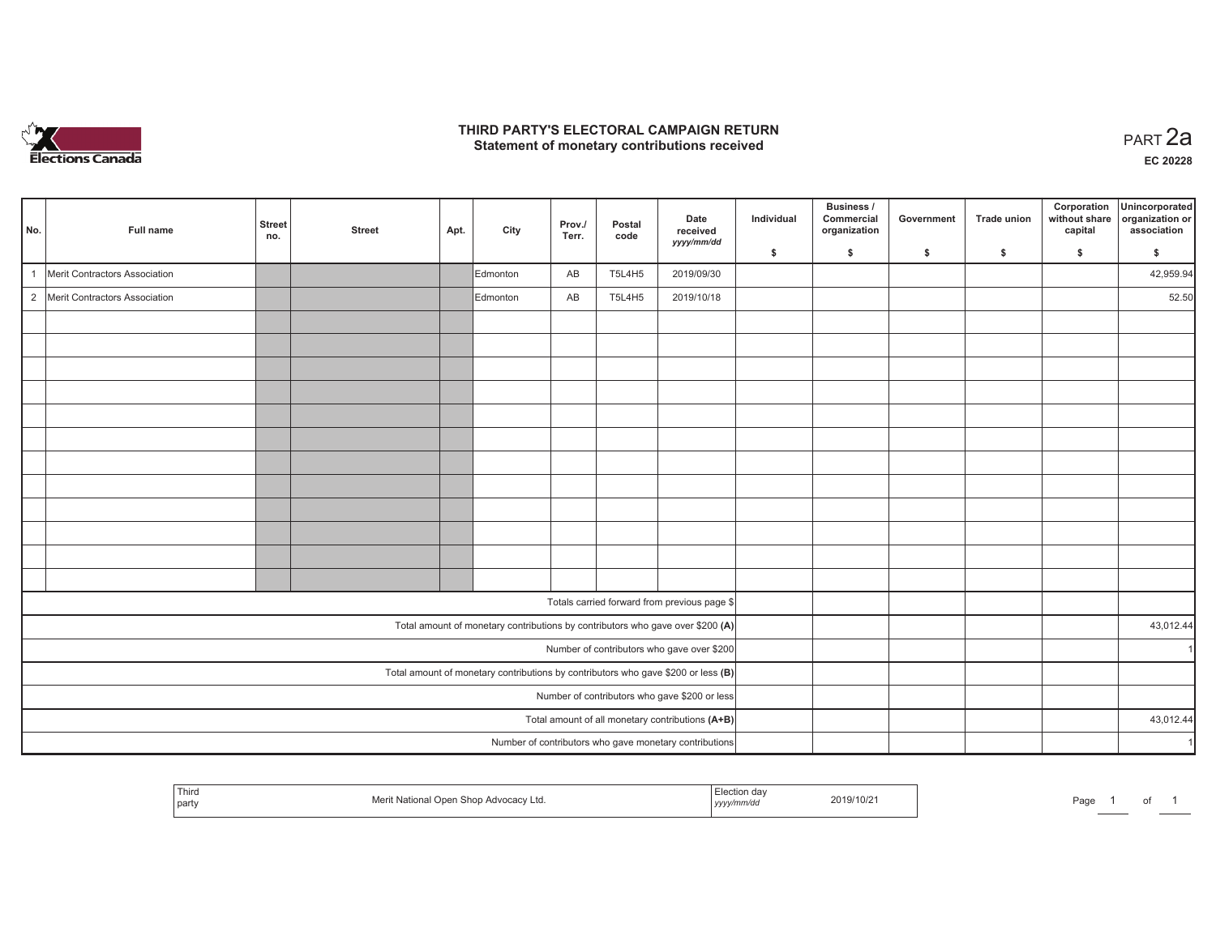# THIRD PARTY'S ELECTORAL CAMPAIGN RETURN
## Statement of monetary contributions received

PART 2a

EC 20228

| No. | Full name | Street no. | Street | Apt. | City | Prov./ Terr. | Postal code | Date received yyyy/mm/dd | Individual $ | Business / Commercial organization $ | Government $ | Trade union $ | Corporation without share capital $ | Unincorporated organization or association $ |
|---|---|---|---|---|---|---|---|---|---|---|---|---|---|---|
| 1 | Merit Contractors Association | | | | Edmonton | AB | T5L4H5 | 2019/09/30 | | | | | | 42,959.94 |
| 2 | Merit Contractors Association | | | | Edmonton | AB | T5L4H5 | 2019/10/18 | | | | | | 52.50 |
| | | | | | | | | | | | | | | |
| | | | | | | | | | | | | | | |
| | | | | | | | | | | | | | | |
| | | | | | | | | | | | | | | |
| | | | | | | | | | | | | | | |
| | | | | | | | | | | | | | | |
| | | | | | | | | | | | | | | |
| | | | | | | | | | | | | | | |
| | | | | | | | | | | | | | | |
| | | | | | | | | | | | | | | |
| | | | | | | | | | | | | | | |
| | | | | | | | | | | | | | | |
| Totals carried forward from previous page $ | | | | | | | | | | | | | | |
| Total amount of monetary contributions by contributors who gave over $200 (A) | | | | | | | | | | | | | | 43,012.44 |
| Number of contributors who gave over $200 | | | | | | | | | | | | | | 1 |
| Total amount of monetary contributions by contributors who gave $200 or less (B) | | | | | | | | | | | | | | |
| Number of contributors who gave $200 or less | | | | | | | | | | | | | | |
| Total amount of all monetary contributions (A+B) | | | | | | | | | | | | | | 43,012.44 |
| Number of contributors who gave monetary contributions | | | | | | | | | | | | | | 1 |

| Third party | Merit National Open Shop Advocacy Ltd. | Election day yyyy/mm/dd | 2019/10/21 |
|---|---|---|---|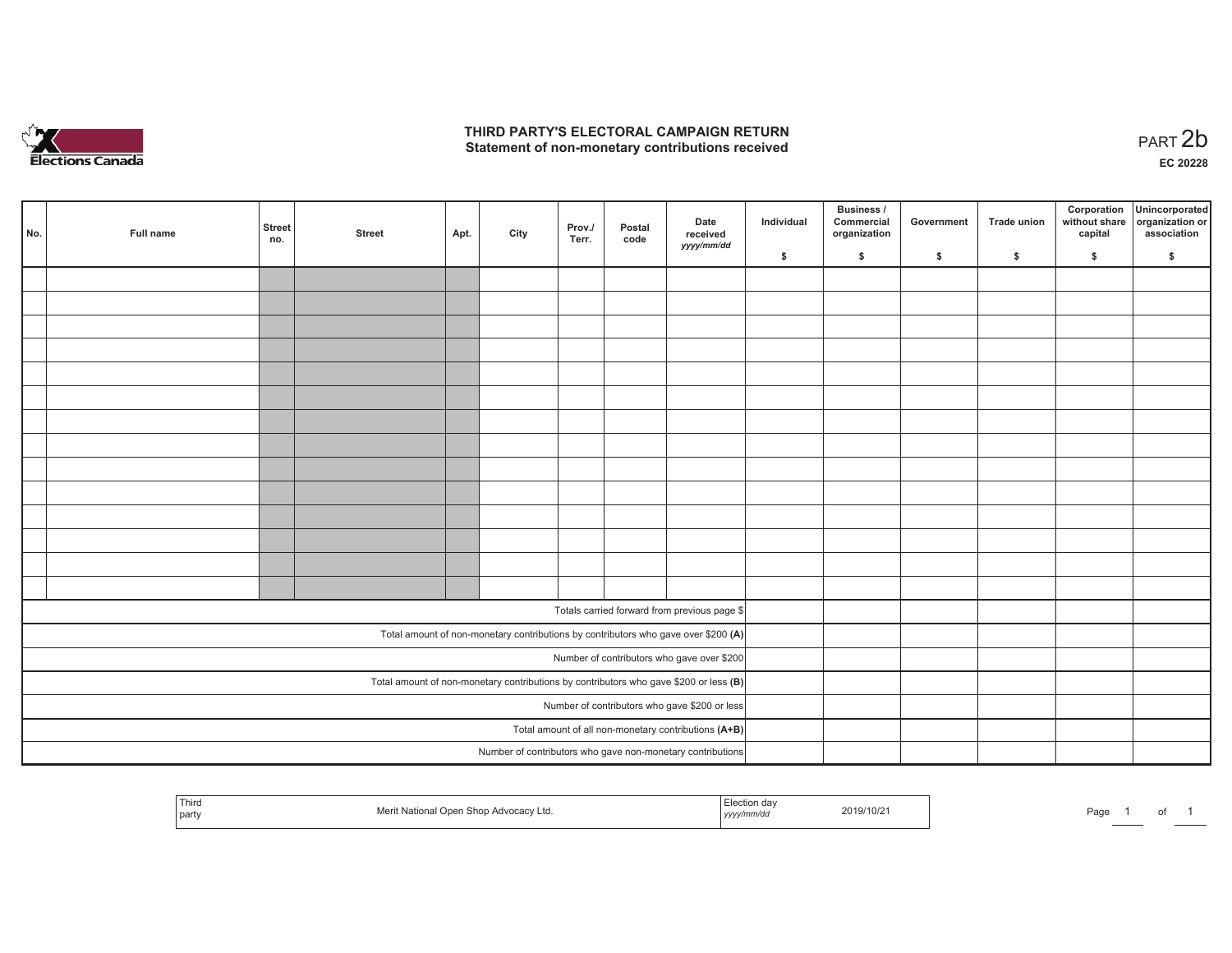# THIRD PARTY'S ELECTORAL CAMPAIGN RETURN
## Statement of non-monetary contributions received

PART 2b

**EC 20228**

| No. | Full name | Street no. | Street | Apt. | City | Prov./ Terr. | Postal code | Date received *yyyy/mm/dd* | Individual $ | Business / Commercial organization $ | Government $ | Trade union $ | Corporation without share capital $ | Unincorporated organization or association $ |
|---|---|---|---|---|---|---|---|---|---|---|---|---|---|---|
| | | | | | | | | | | | | | | |
| | | | | | | | | | | | | | | |
| | | | | | | | | | | | | | | |
| | | | | | | | | | | | | | | |
| | | | | | | | | | | | | | | |
| | | | | | | | | | | | | | | |
| | | | | | | | | | | | | | | |
| | | | | | | | | | | | | | | |
| | | | | | | | | | | | | | | |
| | | | | | | | | | | | | | | |
| | | | | | | | | | | | | | | |
| | | | | | | | | | | | | | | |
| | | | | | | | | | | | | | | |
| | | | | | | | | | | | | | | |
| Totals carried forward from previous page $ | | | | | | | | | | | | | | |
| Total amount of non-monetary contributions by contributors who gave over $200 **(A)** | | | | | | | | | | | | | | |
| Number of contributors who gave over $200 | | | | | | | | | | | | | | |
| Total amount of non-monetary contributions by contributors who gave $200 or less **(B)** | | | | | | | | | | | | | | |
| Number of contributors who gave $200 or less | | | | | | | | | | | | | | |
| Total amount of all non-monetary contributions **(A+B)** | | | | | | | | | | | | | | |
| Number of contributors who gave non-monetary contributions | | | | | | | | | | | | | | |

| Third party | Merit National Open Shop Advocacy Ltd. | Election day *yyyy/mm/dd* | 2019/10/21 |
|---|---|---|---|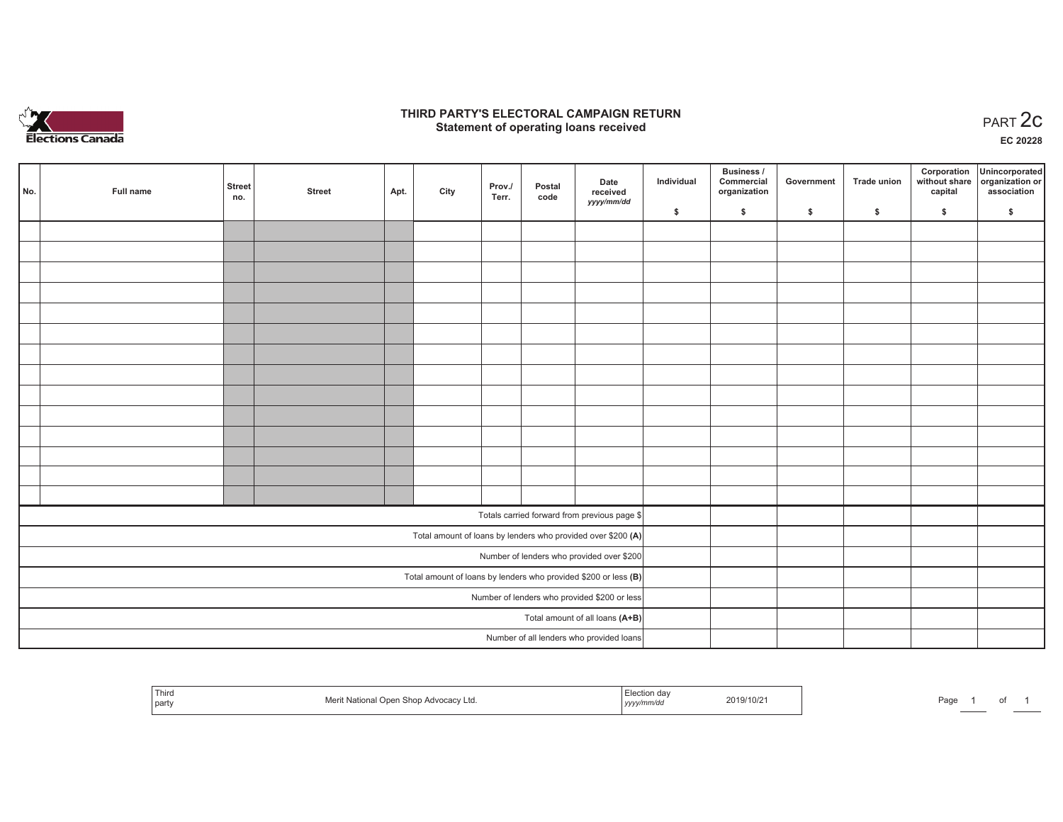# THIRD PARTY'S ELECTORAL CAMPAIGN RETURN

## Statement of operating loans received

PART 2c

EC 20228

| No. | Full name | Street no. | Street | Apt. | City | Prov./ Terr. | Postal code | Date received yyyy/mm/dd | Individual $ | Business / Commercial organization $ | Government $ | Trade union $ | Corporation without share capital $ | Unincorporated organization or association $ |
|---|---|---|---|---|---|---|---|---|---|---|---|---|---|---|
| | | | | | | | | | | | | | | |
| | | | | | | | | | | | | | | |
| | | | | | | | | | | | | | | |
| | | | | | | | | | | | | | | |
| | | | | | | | | | | | | | | |
| | | | | | | | | | | | | | | |
| | | | | | | | | | | | | | | |
| | | | | | | | | | | | | | | |
| | | | | | | | | | | | | | | |
| | | | | | | | | | | | | | | |
| | | | | | | | | | | | | | | |
| | | | | | | | | | | | | | | |
| | | | | | | | | | | | | | | |
| | | | | | | | | | | | | | | |
| Totals carried forward from previous page $ | | | | | | | | | | | | | | |
| Total amount of loans by lenders who provided over $200 **(A)** | | | | | | | | | | | | | | |
| Number of lenders who provided over $200 | | | | | | | | | | | | | | |
| Total amount of loans by lenders who provided $200 or less **(B)** | | | | | | | | | | | | | | |
| Number of lenders who provided $200 or less | | | | | | | | | | | | | | |
| Total amount of all loans **(A+B)** | | | | | | | | | | | | | | |
| Number of all lenders who provided loans | | | | | | | | | | | | | | |

| Third party | Merit National Open Shop Advocacy Ltd. | Election day yyyy/mm/dd | 2019/10/21 |
|---|---|---|---|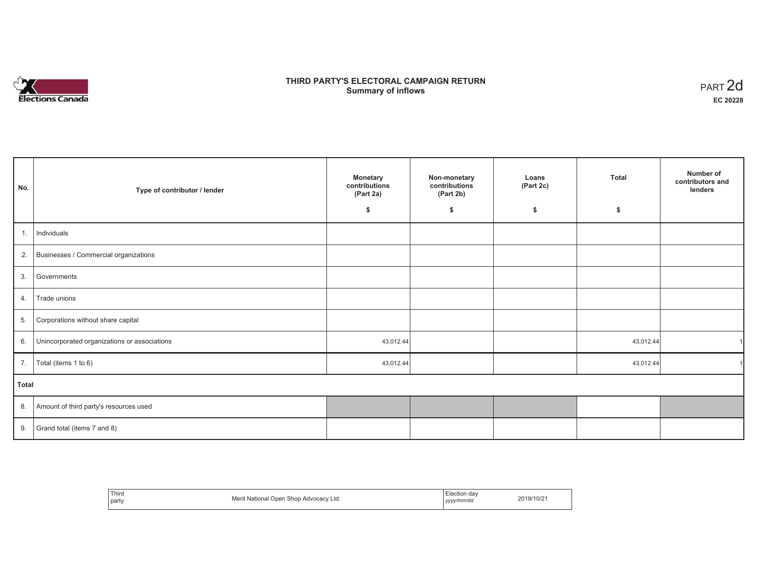# THIRD PARTY'S ELECTORAL CAMPAIGN RETURN
## Summary of inflows

PART 2d

EC 20228

| No. | Type of contributor / lender | Monetary contributions (Part 2a) $ | Non-monetary contributions (Part 2b) $ | Loans (Part 2c) $ | Total $ | Number of contributors and lenders |
|---|---|---|---|---|---|---|
| 1. | Individuals | | | | | |
| 2. | Businesses / Commercial organizations | | | | | |
| 3. | Governments | | | | | |
| 4. | Trade unions | | | | | |
| 5. | Corporations without share capital | | | | | |
| 6. | Unincorporated organizations or associations | 43,012.44 | | | 43,012.44 | 1 |
| 7. | Total (items 1 to 6) | 43,012.44 | | | 43,012.44 | 1 |
| **Total** | | | | | | |
| 8. | Amount of third party's resources used | | | | | |
| 9. | Grand total (items 7 and 8) | | | | | |

| Third party | Merit National Open Shop Advocacy Ltd. | Election day *yyyy/mm/dd* | 2019/10/21 |
|---|---|---|---|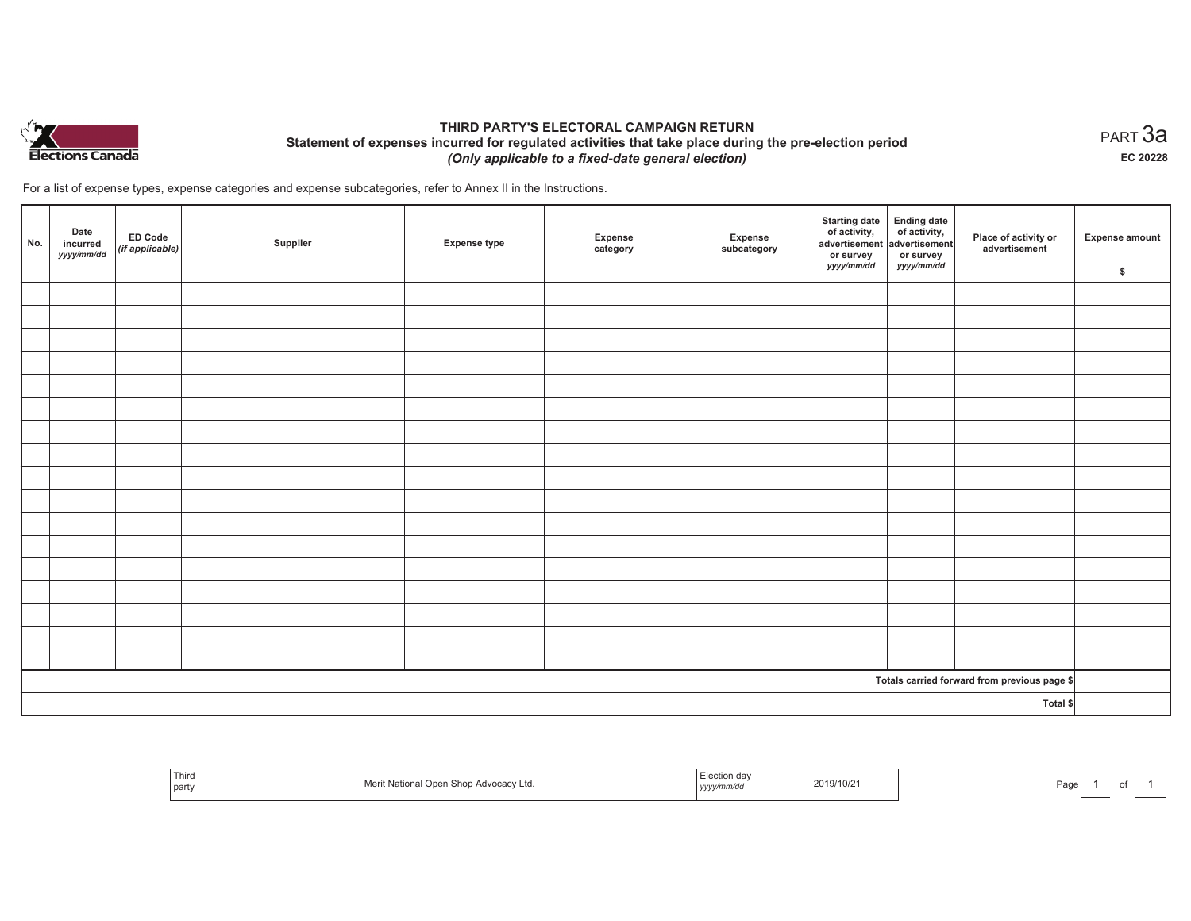Elections Canada

# THIRD PARTY'S ELECTORAL CAMPAIGN RETURN

## Statement of expenses incurred for regulated activities that take place during the pre-election period

***(Only applicable to a fixed-date general election)***

PART 3a

**EC 20228**

For a list of expense types, expense categories and expense subcategories, refer to Annex II in the Instructions.

| No. | Date incurred *yyyy/mm/dd* | ED Code *(if applicable)* | Supplier | Expense type | Expense category | Expense subcategory | Starting date of activity, advertisement or survey *yyyy/mm/dd* | Ending date of activity, advertisement or survey *yyyy/mm/dd* | Place of activity or advertisement | Expense amount $ |
|---|---|---|---|---|---|---|---|---|---|---|
| | | | | | | | | | | |
| | | | | | | | | | | |
| | | | | | | | | | | |
| | | | | | | | | | | |
| | | | | | | | | | | |
| | | | | | | | | | | |
| | | | | | | | | | | |
| | | | | | | | | | | |
| | | | | | | | | | | |
| | | | | | | | | | | |
| | | | | | | | | | | |
| | | | | | | | | | | |
| | | | | | | | | | | |
| | | | | | | | | | | |
| | | | | | | | | | | |
| | | | | | | | | | | |
| | | | | | | | | | | |
| **Totals carried forward from previous page $** | | | | | | | | | | |
| **Total $** | | | | | | | | | | |

| Third party | Merit National Open Shop Advocacy Ltd. | Election day *yyyy/mm/dd* | 2019/10/21 |
|---|---|---|---|

Page 1 of 1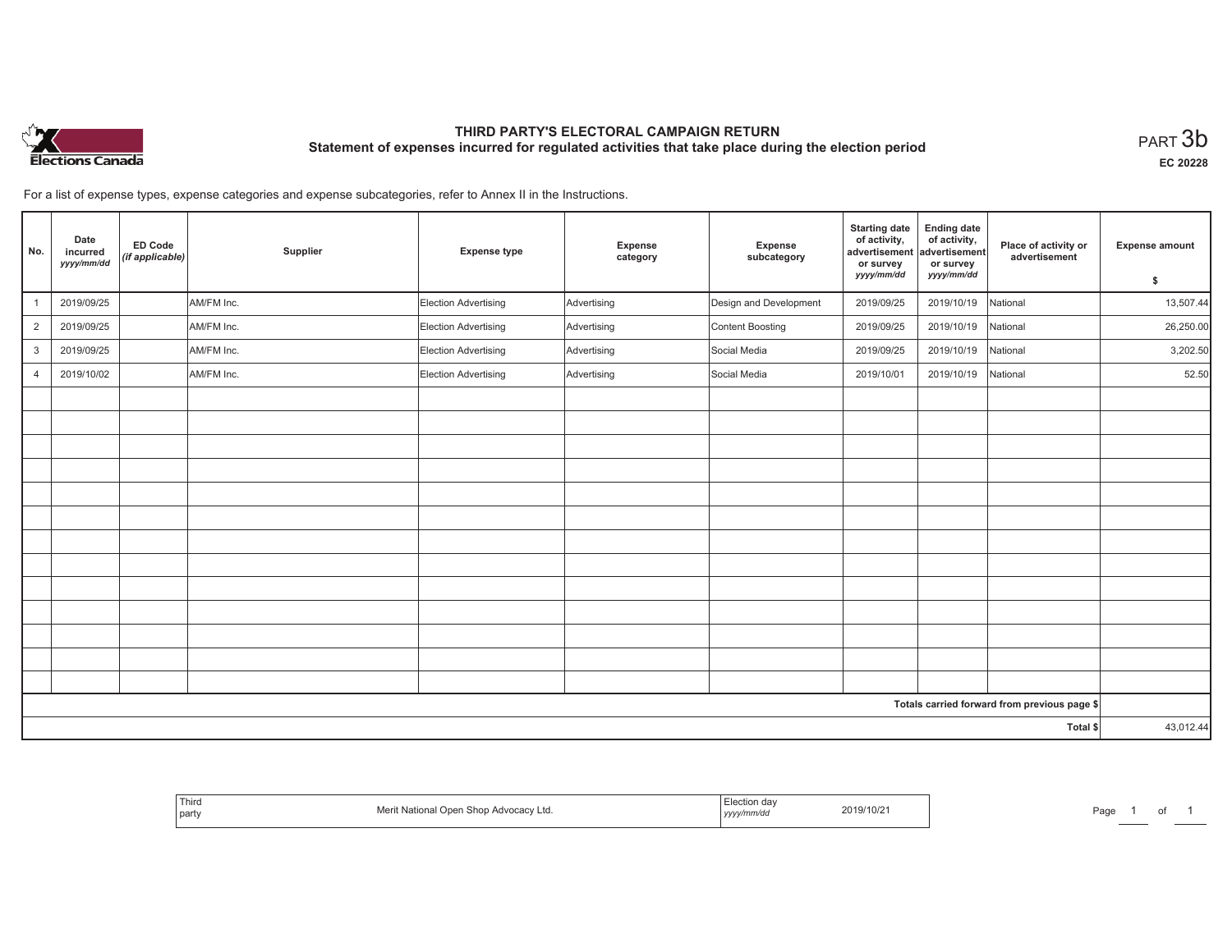# THIRD PARTY'S ELECTORAL CAMPAIGN RETURN

## Statement of expenses incurred for regulated activities that take place during the election period

PART 3b

EC 20228

For a list of expense types, expense categories and expense subcategories, refer to Annex II in the Instructions.

| No. | Date incurred *yyyy/mm/dd* | ED Code *(if applicable)* | Supplier | Expense type | Expense category | Expense subcategory | Starting date of activity, advertisement or survey *yyyy/mm/dd* | Ending date of activity, advertisement or survey *yyyy/mm/dd* | Place of activity or advertisement | Expense amount $ |
|---|---|---|---|---|---|---|---|---|---|---|
| 1 | 2019/09/25 | | AM/FM Inc. | Election Advertising | Advertising | Design and Development | 2019/09/25 | 2019/10/19 | National | 13,507.44 |
| 2 | 2019/09/25 | | AM/FM Inc. | Election Advertising | Advertising | Content Boosting | 2019/09/25 | 2019/10/19 | National | 26,250.00 |
| 3 | 2019/09/25 | | AM/FM Inc. | Election Advertising | Advertising | Social Media | 2019/09/25 | 2019/10/19 | National | 3,202.50 |
| 4 | 2019/10/02 | | AM/FM Inc. | Election Advertising | Advertising | Social Media | 2019/10/01 | 2019/10/19 | National | 52.50 |
| | | | | | | | | | | |
| | | | | | | | | | | |
| | | | | | | | | | | |
| | | | | | | | | | | |
| | | | | | | | | | | |
| | | | | | | | | | | |
| | | | | | | | | | | |
| | | | | | | | | | | |
| | | | | | | | | | | |
| | | | | | | | | | | |
| | | | | | | | | | | |
| | | | | | | | | | | |
| | | | | | | | | | | |
| Totals carried forward from previous page $ | | | | | | | | | | |
| Total $ | | | | | | | | | | 43,012.44 |

| Third party | Merit National Open Shop Advocacy Ltd. | Election day *yyyy/mm/dd* | 2019/10/21 |
|---|---|---|---|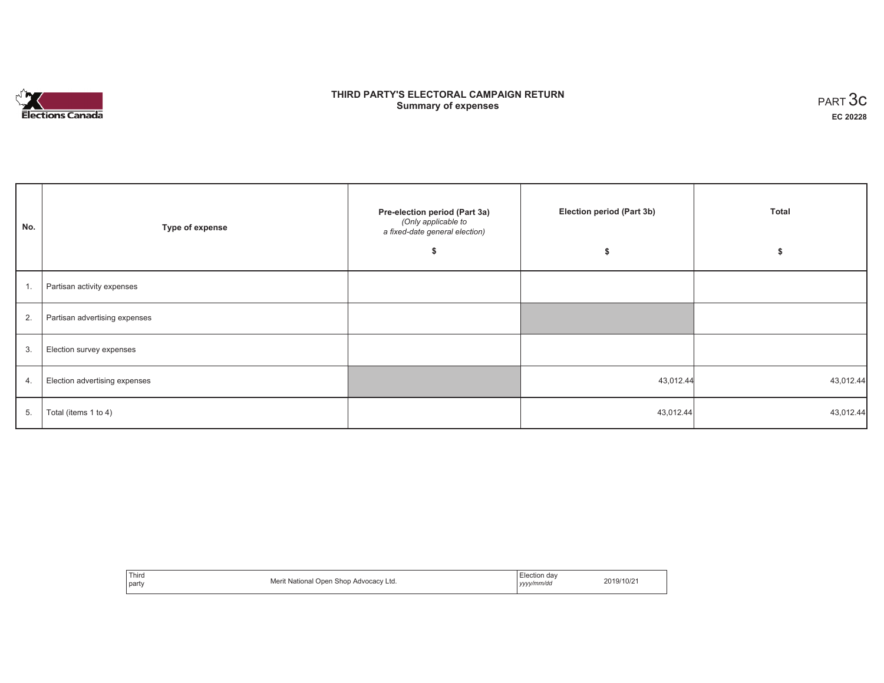# THIRD PARTY'S ELECTORAL CAMPAIGN RETURN
## Summary of expenses

PART 3c

**EC 20228**

| No. | Type of expense | Pre-election period (Part 3a) *(Only applicable to a fixed-date general election)* $ | Election period (Part 3b) $ | Total $ |
|---|---|---|---|---|
| 1. | Partisan activity expenses | | | |
| 2. | Partisan advertising expenses | | | |
| 3. | Election survey expenses | | | |
| 4. | Election advertising expenses | | 43,012.44 | 43,012.44 |
| 5. | Total (items 1 to 4) | | 43,012.44 | 43,012.44 |

| | | | |
|---|---|---|---|
| Third party | Merit National Open Shop Advocacy Ltd. | Election day *yyyy/mm/dd* | 2019/10/21 |